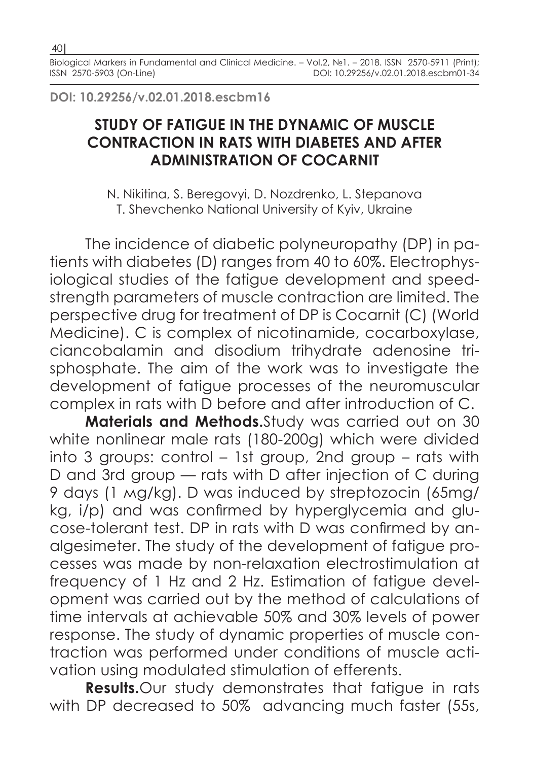DOI: 10.29256/v.02.01.2018.escbm16

# STUDY OF FATIGUE IN THE DYNAMIC OF MUSCLE CONTRACTION IN RATS WITH DIABETES AND AFTER ADMINISTRATION OF COCARNIT

N. Nikitina, S. Beregovyi, D. Nozdrenko, L. Stepanova
T. Shevchenko National University of Kyiv, Ukraine

The incidence of diabetic polyneuropathy (DP) in patients with diabetes (D) ranges from 40 to 60%. Electrophysiological studies of the fatigue development and speed-strength parameters of muscle contraction are limited. The perspective drug for treatment of DP is Cocarnit (C) (World Medicine). C is complex of nicotinamide, cocarboxylase, ciancobalamin and disodium trihydrate adenosine trisphosphate. The aim of the work was to investigate the development of fatigue processes of the neuromuscular complex in rats with D before and after introduction of C.

**Materials and Methods.** Study was carried out on 30 white nonlinear male rats (180-200g) which were divided into 3 groups: control – 1st group, 2nd group – rats with D and 3rd group — rats with D after injection of C during 9 days (1 мg/kg). D was induced by streptozocin (65mg/kg, i/p) and was confirmed by hyperglycemia and glucose-tolerant test. DP in rats with D was confirmed by analgesimeter. The study of the development of fatigue processes was made by non-relaxation electrostimulation at frequency of 1 Hz and 2 Hz. Estimation of fatigue development was carried out by the method of calculations of time intervals at achievable 50% and 30% levels of power response. The study of dynamic properties of muscle contraction was performed under conditions of muscle activation using modulated stimulation of efferents.

**Results.** Our study demonstrates that fatigue in rats with DP decreased to 50% advancing much faster (55s,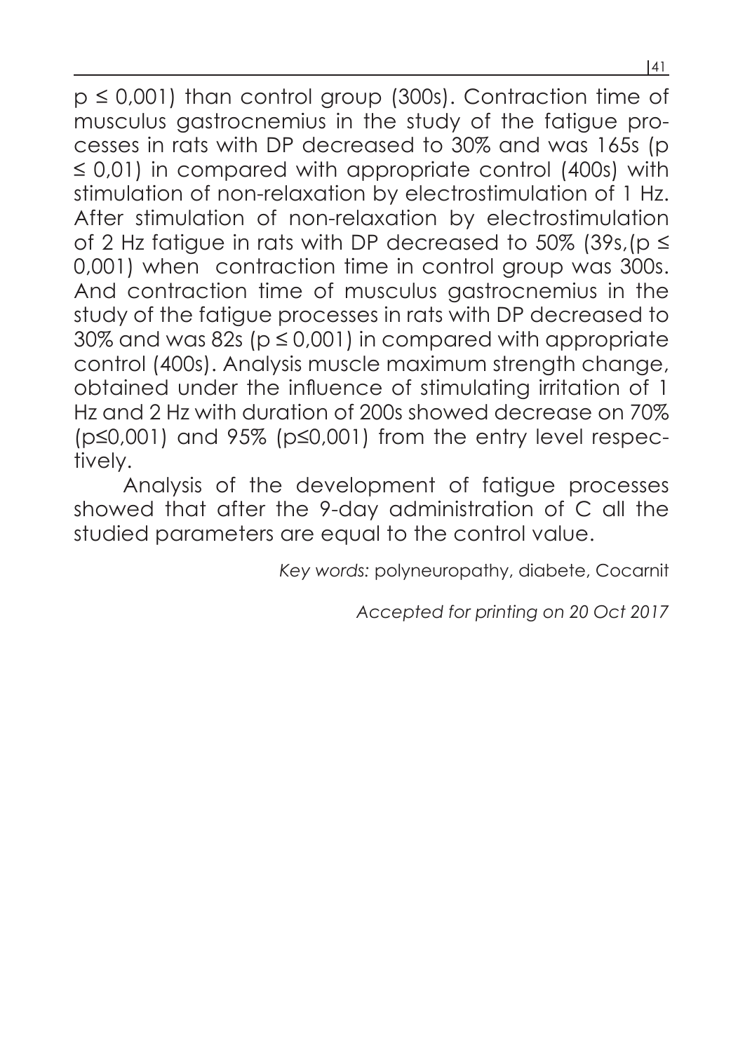$p \leq 0{,}001$) than control group (300s). Contraction time of musculus gastrocnemius in the study of the fatigue processes in rats with DP decreased to 30% and was 165s ($p \leq 0{,}01$) in compared with appropriate control (400s) with stimulation of non-relaxation by electrostimulation of 1 Hz. After stimulation of non-relaxation by electrostimulation of 2 Hz fatigue in rats with DP decreased to 50% (39s,($p \leq 0{,}001$) when contraction time in control group was 300s. And contraction time of musculus gastrocnemius in the study of the fatigue processes in rats with DP decreased to 30% and was 82s ($p \leq 0{,}001$) in compared with appropriate control (400s). Analysis muscle maximum strength change, obtained under the influence of stimulating irritation of 1 Hz and 2 Hz with duration of 200s showed decrease on 70% ($p \leq 0{,}001$) and 95% ($p \leq 0{,}001$) from the entry level respectively.

Analysis of the development of fatigue processes showed that after the 9-day administration of C all the studied parameters are equal to the control value.

*Key words:* polyneuropathy, diabete, Cocarnit

*Accepted for printing on 20 Oct 2017*